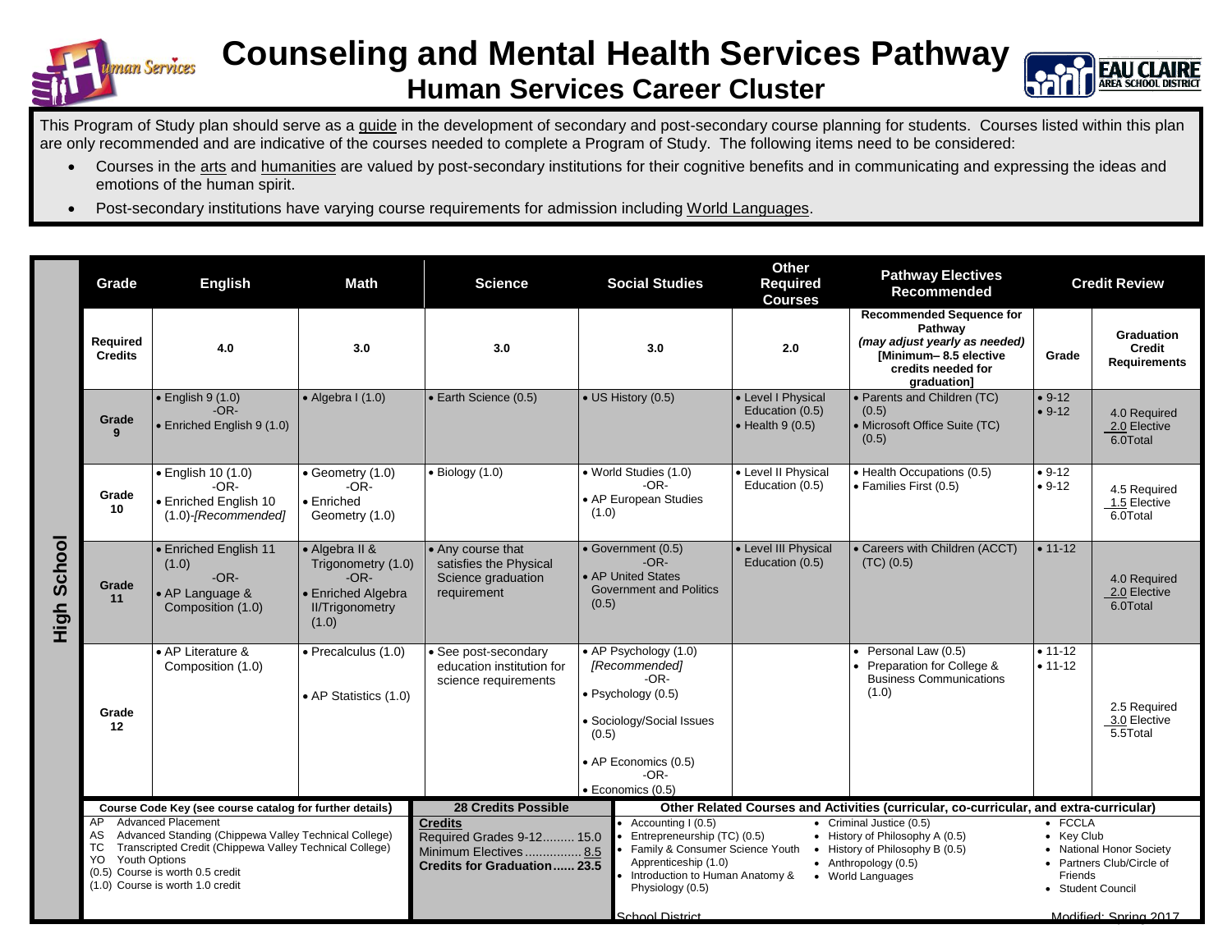# Counseling and Mental Health Services Pathway

## Human Services Career Cluster

This Program of Study plan should serve as a guide in the development of secondary and post-secondary course planning for students. Courses listed within this plan are only recommended and are indicative of the courses needed to complete a Program of Study. The following items need to be considered:

- Courses in the arts and humanities are valued by post-secondary institutions for their cognitive benefits and in communicating and expressing the ideas and emotions of the human spirit.
- Post-secondary institutions have varying course requirements for admission including World Languages.

**High School**

| Grade | English | Math | Science | Social Studies | Other Required Courses | Pathway Electives Recommended | Credit Review | |
|---|---|---|---|---|---|---|---|---|
| **Required Credits** | **4.0** | **3.0** | **3.0** | **3.0** | **2.0** | **Recommended Sequence for Pathway** *(may adjust yearly as needed)* **[Minimum– 8.5 elective credits needed for graduation]** | **Grade** | **Graduation Credit Requirements** |
| **Grade 9** | • English 9 (1.0) -OR- • Enriched English 9 (1.0) | • Algebra I (1.0) | • Earth Science (0.5) | • US History (0.5) | • Level I Physical Education (0.5) • Health 9 (0.5) | • Parents and Children (TC) (0.5) • Microsoft Office Suite (TC) (0.5) | • 9-12 • 9-12 | 4.0 Required 2.0 Elective 6.0Total |
| **Grade 10** | • English 10 (1.0) -OR- • Enriched English 10 (1.0)-*[Recommended]* | • Geometry (1.0) -OR- • Enriched Geometry (1.0) | • Biology (1.0) | • World Studies (1.0) -OR- • AP European Studies (1.0) | • Level II Physical Education (0.5) | • Health Occupations (0.5) • Families First (0.5) | • 9-12 • 9-12 | 4.5 Required 1.5 Elective 6.0Total |
| **Grade 11** | • Enriched English 11 (1.0) -OR- • AP Language & Composition (1.0) | • Algebra II & Trigonometry (1.0) -OR- • Enriched Algebra II/Trigonometry (1.0) | • Any course that satisfies the Physical Science graduation requirement | • Government (0.5) -OR- • AP United States Government and Politics (0.5) | • Level III Physical Education (0.5) | • Careers with Children (ACCT) (TC) (0.5) | • 11-12 | 4.0 Required 2.0 Elective 6.0Total |
| **Grade 12** | • AP Literature & Composition (1.0) | • Precalculus (1.0) • AP Statistics (1.0) | • See post-secondary education institution for science requirements | • AP Psychology (1.0) *[Recommended]* -OR- • Psychology (0.5) • Sociology/Social Issues (0.5) • AP Economics (0.5) -OR- • Economics (0.5) | | • Personal Law (0.5) • Preparation for College & Business Communications (1.0) | • 11-12 • 11-12 | 2.5 Required 3.0 Elective 5.5Total |

**Course Code Key (see course catalog for further details)**

- AP Advanced Placement
- AS Advanced Standing (Chippewa Valley Technical College)
- TC Transcripted Credit (Chippewa Valley Technical College)
- YO Youth Options
- (0.5) Course is worth 0.5 credit
- (1.0) Course is worth 1.0 credit

**28 Credits Possible**

**Credits**
Required Grades 9-12......... 15.0
Minimum Electives ................ 8.5
**Credits for Graduation...... 23.5**

**Other Related Courses and Activities (curricular, co-curricular, and extra-curricular)**

- Accounting I (0.5)
- Entrepreneurship (TC) (0.5)
- Family & Consumer Science Youth Apprenticeship (1.0)
- Introduction to Human Anatomy & Physiology (0.5)
- Criminal Justice (0.5)
- History of Philosophy A (0.5)
- History of Philosophy B (0.5)
- Anthropology (0.5)
- World Languages
- FCCLA
- Key Club
- National Honor Society
- Partners Club/Circle of Friends
- Student Council

School District — Modified: Spring 2017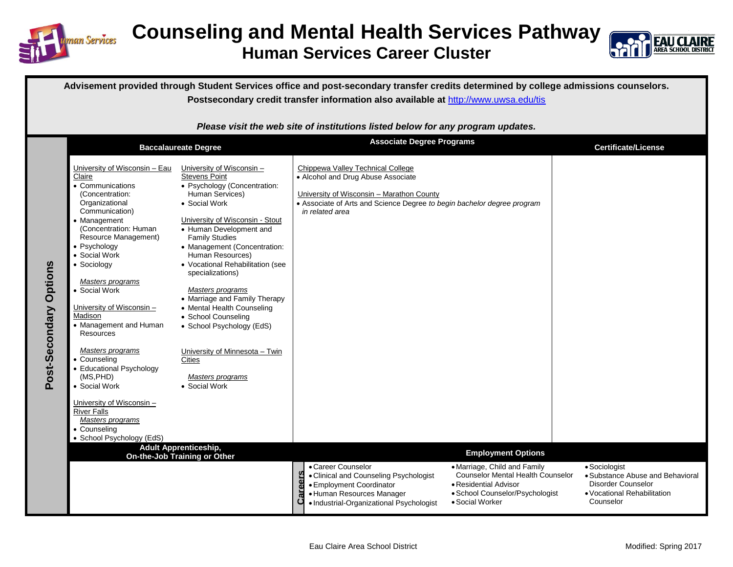# Counseling and Mental Health Services Pathway

## Human Services Career Cluster

**Advisement provided through Student Services office and post-secondary transfer credits determined by college admissions counselors.**

**Postsecondary credit transfer information also available at http://www.uwsa.edu/tis**

***Please visit the web site of institutions listed below for any program updates.***

## Post-Secondary Options

### Baccalaureate Degree

University of Wisconsin – Eau Claire
- Communications (Concentration: Organizational Communication)
- Management (Concentration: Human Resource Management)
- Psychology
- Social Work
- Sociology

*Masters programs*
- Social Work

University of Wisconsin – Madison
- Management and Human Resources

*Masters programs*
- Counseling
- Educational Psychology (MS,PHD)
- Social Work

University of Wisconsin – River Falls

*Masters programs*
- Counseling
- School Psychology (EdS)

University of Wisconsin – Stevens Point
- Psychology (Concentration: Human Services)
- Social Work

University of Wisconsin - Stout
- Human Development and Family Studies
- Management (Concentration: Human Resources)
- Vocational Rehabilitation (see specializations)

*Masters programs*
- Marriage and Family Therapy
- Mental Health Counseling
- School Counseling
- School Psychology (EdS)

University of Minnesota – Twin Cities

*Masters programs*
- Social Work

### Associate Degree Programs

Chippewa Valley Technical College
- Alcohol and Drug Abuse Associate

University of Wisconsin – Marathon County
- Associate of Arts and Science Degree *to begin bachelor degree program in related area*

### Certificate/License

### Adult Apprenticeship, On-the-Job Training or Other

### Employment Options

**Careers**
- Career Counselor
- Clinical and Counseling Psychologist
- Employment Coordinator
- Human Resources Manager
- Industrial-Organizational Psychologist
- Marriage, Child and Family Counselor Mental Health Counselor
- Residential Advisor
- School Counselor/Psychologist
- Social Worker
- Sociologist
- Substance Abuse and Behavioral Disorder Counselor
- Vocational Rehabilitation Counselor

Eau Claire Area School District

Modified: Spring 2017